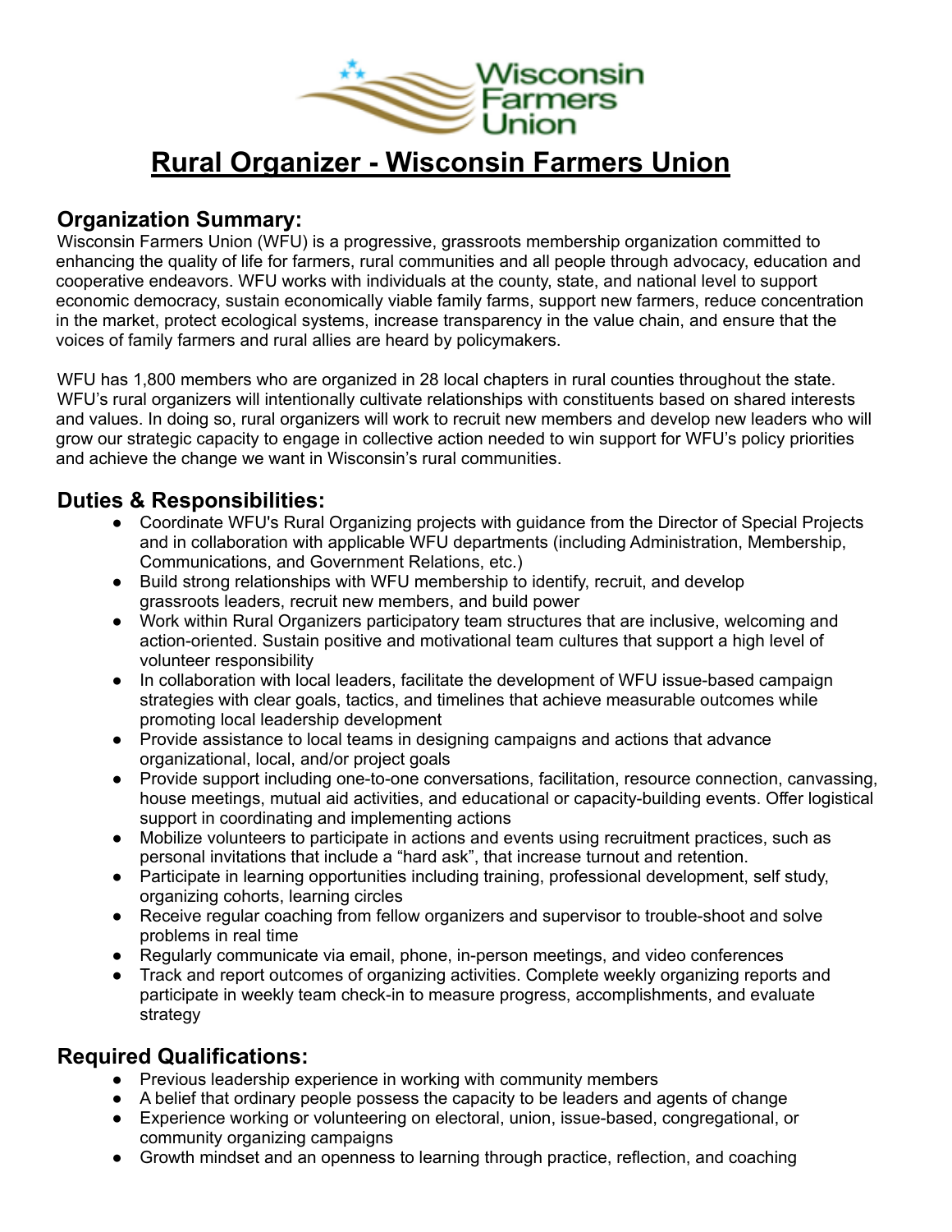# Rural Organizer - Wisconsin Farmers Union

## Organization Summary:

Wisconsin Farmers Union (WFU) is a progressive, grassroots membership organization committed to enhancing the quality of life for farmers, rural communities and all people through advocacy, education and cooperative endeavors. WFU works with individuals at the county, state, and national level to support economic democracy, sustain economically viable family farms, support new farmers, reduce concentration in the market, protect ecological systems, increase transparency in the value chain, and ensure that the voices of family farmers and rural allies are heard by policymakers.

WFU has 1,800 members who are organized in 28 local chapters in rural counties throughout the state. WFU's rural organizers will intentionally cultivate relationships with constituents based on shared interests and values. In doing so, rural organizers will work to recruit new members and develop new leaders who will grow our strategic capacity to engage in collective action needed to win support for WFU's policy priorities and achieve the change we want in Wisconsin's rural communities.

## Duties & Responsibilities:

- Coordinate WFU's Rural Organizing projects with guidance from the Director of Special Projects and in collaboration with applicable WFU departments (including Administration, Membership, Communications, and Government Relations, etc.)
- Build strong relationships with WFU membership to identify, recruit, and develop grassroots leaders, recruit new members, and build power
- Work within Rural Organizers participatory team structures that are inclusive, welcoming and action-oriented. Sustain positive and motivational team cultures that support a high level of volunteer responsibility
- In collaboration with local leaders, facilitate the development of WFU issue-based campaign strategies with clear goals, tactics, and timelines that achieve measurable outcomes while promoting local leadership development
- Provide assistance to local teams in designing campaigns and actions that advance organizational, local, and/or project goals
- Provide support including one-to-one conversations, facilitation, resource connection, canvassing, house meetings, mutual aid activities, and educational or capacity-building events. Offer logistical support in coordinating and implementing actions
- Mobilize volunteers to participate in actions and events using recruitment practices, such as personal invitations that include a "hard ask", that increase turnout and retention.
- Participate in learning opportunities including training, professional development, self study, organizing cohorts, learning circles
- Receive regular coaching from fellow organizers and supervisor to trouble-shoot and solve problems in real time
- Regularly communicate via email, phone, in-person meetings, and video conferences
- Track and report outcomes of organizing activities. Complete weekly organizing reports and participate in weekly team check-in to measure progress, accomplishments, and evaluate strategy

## Required Qualifications:

- Previous leadership experience in working with community members
- A belief that ordinary people possess the capacity to be leaders and agents of change
- Experience working or volunteering on electoral, union, issue-based, congregational, or community organizing campaigns
- Growth mindset and an openness to learning through practice, reflection, and coaching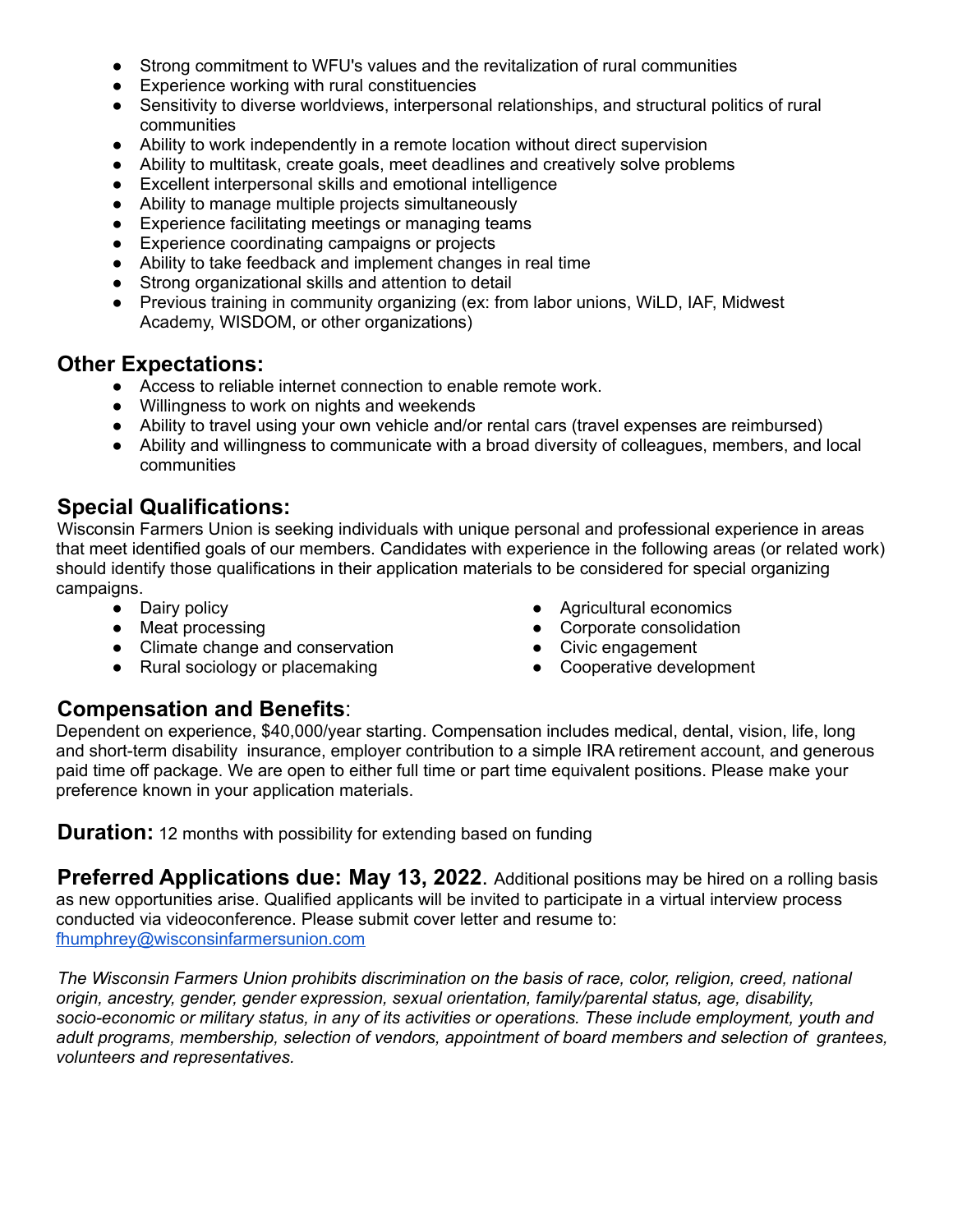- Strong commitment to WFU's values and the revitalization of rural communities
- Experience working with rural constituencies
- Sensitivity to diverse worldviews, interpersonal relationships, and structural politics of rural communities
- Ability to work independently in a remote location without direct supervision
- Ability to multitask, create goals, meet deadlines and creatively solve problems
- Excellent interpersonal skills and emotional intelligence
- Ability to manage multiple projects simultaneously
- Experience facilitating meetings or managing teams
- Experience coordinating campaigns or projects
- Ability to take feedback and implement changes in real time
- Strong organizational skills and attention to detail
- Previous training in community organizing (ex: from labor unions, WiLD, IAF, Midwest Academy, WISDOM, or other organizations)

## Other Expectations:

- Access to reliable internet connection to enable remote work.
- Willingness to work on nights and weekends
- Ability to travel using your own vehicle and/or rental cars (travel expenses are reimbursed)
- Ability and willingness to communicate with a broad diversity of colleagues, members, and local communities

## Special Qualifications:

Wisconsin Farmers Union is seeking individuals with unique personal and professional experience in areas that meet identified goals of our members. Candidates with experience in the following areas (or related work) should identify those qualifications in their application materials to be considered for special organizing campaigns.

- Dairy policy
- Meat processing
- Climate change and conservation
- Rural sociology or placemaking
- Agricultural economics
- Corporate consolidation
- Civic engagement
- Cooperative development

## Compensation and Benefits:

Dependent on experience, $40,000/year starting. Compensation includes medical, dental, vision, life, long and short-term disability insurance, employer contribution to a simple IRA retirement account, and generous paid time off package. We are open to either full time or part time equivalent positions. Please make your preference known in your application materials.

**Duration:** 12 months with possibility for extending based on funding

**Preferred Applications due: May 13, 2022.** Additional positions may be hired on a rolling basis as new opportunities arise. Qualified applicants will be invited to participate in a virtual interview process conducted via videoconference. Please submit cover letter and resume to: fhumphrey@wisconsinfarmersunion.com

*The Wisconsin Farmers Union prohibits discrimination on the basis of race, color, religion, creed, national origin, ancestry, gender, gender expression, sexual orientation, family/parental status, age, disability, socio-economic or military status, in any of its activities or operations. These include employment, youth and adult programs, membership, selection of vendors, appointment of board members and selection of grantees, volunteers and representatives.*